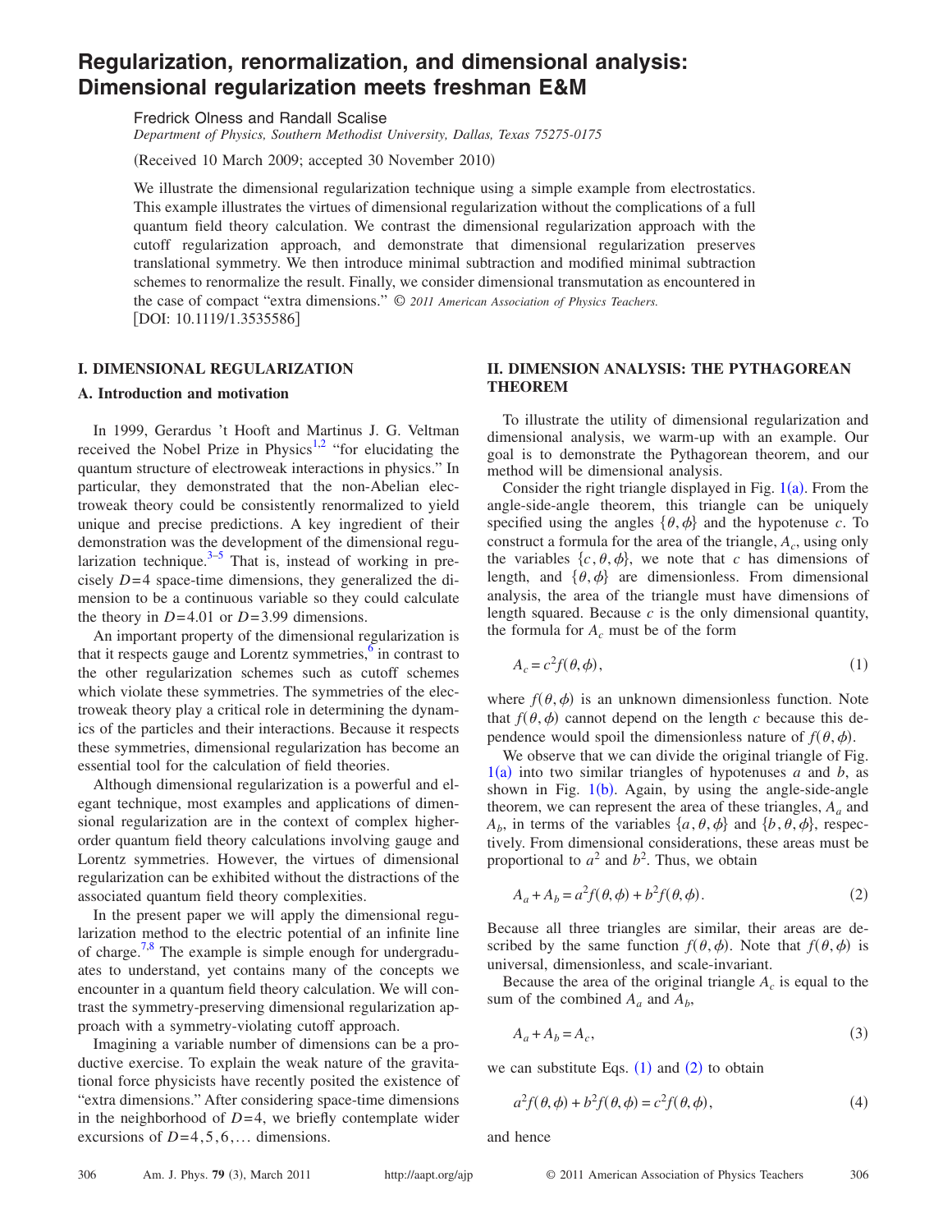# Regularization, renormalization, and dimensional analysis: Dimensional regularization meets freshman E&M

Fredrick Olness and Randall Scalise

*Department of Physics, Southern Methodist University, Dallas, Texas 75275-0175*

(Received 10 March 2009; accepted 30 November 2010)

We illustrate the dimensional regularization technique using a simple example from electrostatics. This example illustrates the virtues of dimensional regularization without the complications of a full quantum field theory calculation. We contrast the dimensional regularization approach with the cutoff regularization approach, and demonstrate that dimensional regularization preserves translational symmetry. We then introduce minimal subtraction and modified minimal subtraction schemes to renormalize the result. Finally, we consider dimensional transmutation as encountered in the case of compact "extra dimensions." © *2011 American Association of Physics Teachers.*

[DOI: 10.1119/1.3535586]

## I. DIMENSIONAL REGULARIZATION

### A. Introduction and motivation

In 1999, Gerardus 't Hooft and Martinus J. G. Veltman received the Nobel Prize in Physics[1,2] "for elucidating the quantum structure of electroweak interactions in physics." In particular, they demonstrated that the non-Abelian electroweak theory could be consistently renormalized to yield unique and precise predictions. A key ingredient of their demonstration was the development of the dimensional regularization technique.[3–5] That is, instead of working in precisely $D=4$ space-time dimensions, they generalized the dimension to be a continuous variable so they could calculate the theory in $D=4.01$ or $D=3.99$ dimensions.

An important property of the dimensional regularization is that it respects gauge and Lorentz symmetries,[6] in contrast to the other regularization schemes such as cutoff schemes which violate these symmetries. The symmetries of the electroweak theory play a critical role in determining the dynamics of the particles and their interactions. Because it respects these symmetries, dimensional regularization has become an essential tool for the calculation of field theories.

Although dimensional regularization is a powerful and elegant technique, most examples and applications of dimensional regularization are in the context of complex higher-order quantum field theory calculations involving gauge and Lorentz symmetries. However, the virtues of dimensional regularization can be exhibited without the distractions of the associated quantum field theory complexities.

In the present paper we will apply the dimensional regularization method to the electric potential of an infinite line of charge.[7,8] The example is simple enough for undergraduates to understand, yet contains many of the concepts we encounter in a quantum field theory calculation. We will contrast the symmetry-preserving dimensional regularization approach with a symmetry-violating cutoff approach.

Imagining a variable number of dimensions can be a productive exercise. To explain the weak nature of the gravitational force physicists have recently posited the existence of "extra dimensions." After considering space-time dimensions in the neighborhood of $D=4$, we briefly contemplate wider excursions of $D=4,5,6,\ldots$ dimensions.

## II. DIMENSION ANALYSIS: THE PYTHAGOREAN THEOREM

To illustrate the utility of dimensional regularization and dimensional analysis, we warm-up with an example. Our goal is to demonstrate the Pythagorean theorem, and our method will be dimensional analysis.

Consider the right triangle displayed in Fig. 1(a). From the angle-side-angle theorem, this triangle can be uniquely specified using the angles $\{\theta,\phi\}$ and the hypotenuse $c$. To construct a formula for the area of the triangle, $A_c$, using only the variables $\{c,\theta,\phi\}$, we note that $c$ has dimensions of length, and $\{\theta,\phi\}$ are dimensionless. From dimensional analysis, the area of the triangle must have dimensions of length squared. Because $c$ is the only dimensional quantity, the formula for $A_c$ must be of the form

$$A_c = c^2 f(\theta,\phi), \tag{1}$$

where $f(\theta,\phi)$ is an unknown dimensionless function. Note that $f(\theta,\phi)$ cannot depend on the length $c$ because this dependence would spoil the dimensionless nature of $f(\theta,\phi)$.

We observe that we can divide the original triangle of Fig. 1(a) into two similar triangles of hypotenuses $a$ and $b$, as shown in Fig. 1(b). Again, by using the angle-side-angle theorem, we can represent the area of these triangles, $A_a$ and $A_b$, in terms of the variables $\{a,\theta,\phi\}$ and $\{b,\theta,\phi\}$, respectively. From dimensional considerations, these areas must be proportional to $a^2$ and $b^2$. Thus, we obtain

$$A_a + A_b = a^2 f(\theta,\phi) + b^2 f(\theta,\phi). \tag{2}$$

Because all three triangles are similar, their areas are described by the same function $f(\theta,\phi)$. Note that $f(\theta,\phi)$ is universal, dimensionless, and scale-invariant.

Because the area of the original triangle $A_c$ is equal to the sum of the combined $A_a$ and $A_b$,

$$A_a + A_b = A_c, \tag{3}$$

we can substitute Eqs. (1) and (2) to obtain

$$a^2 f(\theta,\phi) + b^2 f(\theta,\phi) = c^2 f(\theta,\phi), \tag{4}$$

and hence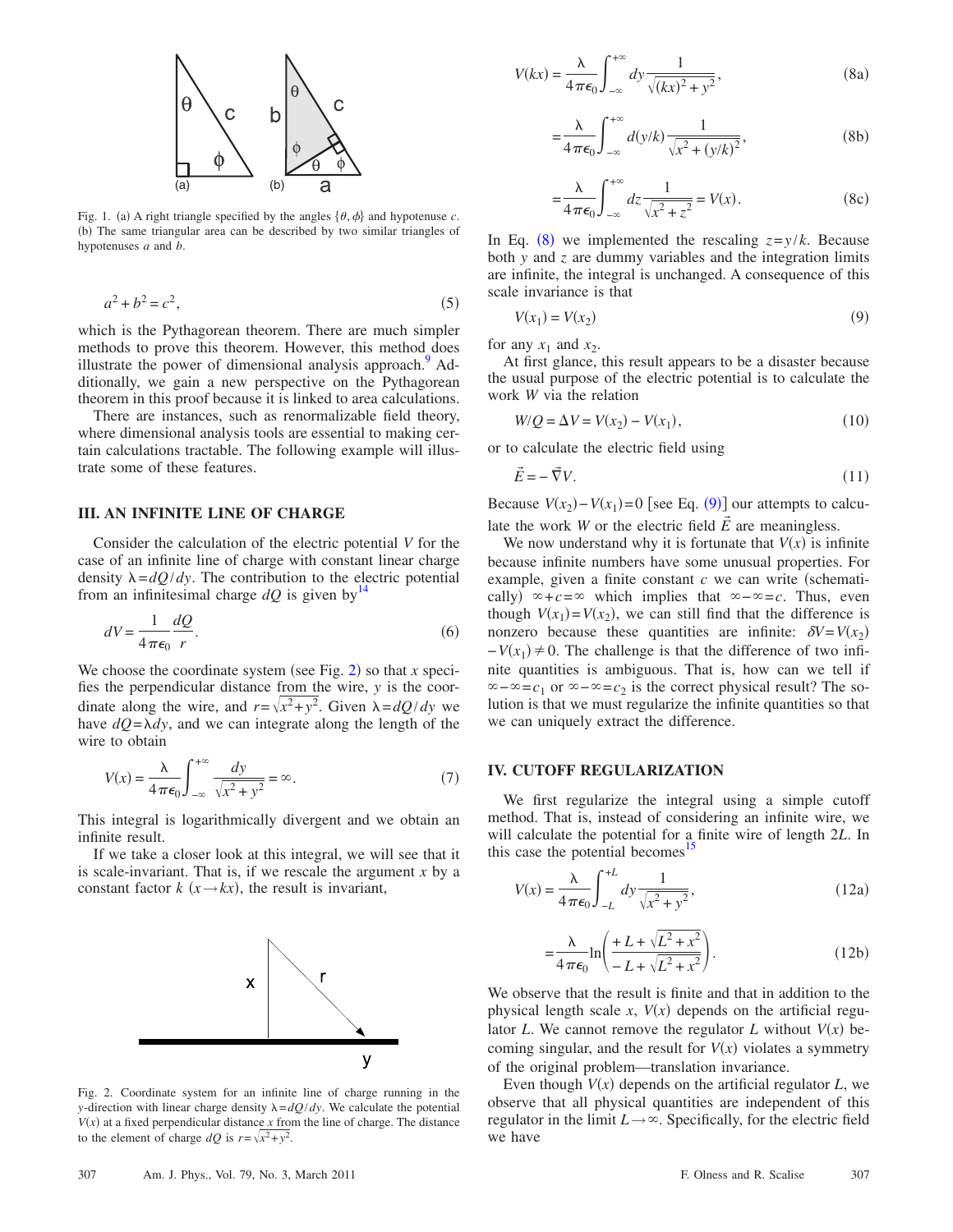Fig. 1. (a) A right triangle specified by the angles $\{\theta, \phi\}$ and hypotenuse $c$. (b) The same triangular area can be described by two similar triangles of hypotenuses $a$ and $b$.

$$a^2 + b^2 = c^2, \tag{5}$$

which is the Pythagorean theorem. There are much simpler methods to prove this theorem. However, this method does illustrate the power of dimensional analysis approach.[9] Additionally, we gain a new perspective on the Pythagorean theorem in this proof because it is linked to area calculations.

There are instances, such as renormalizable field theory, where dimensional analysis tools are essential to making certain calculations tractable. The following example will illustrate some of these features.

## III. AN INFINITE LINE OF CHARGE

Consider the calculation of the electric potential $V$ for the case of an infinite line of charge with constant linear charge density $\lambda = dQ/dy$. The contribution to the electric potential from an infinitesimal charge $dQ$ is given by[14]

$$dV = \frac{1}{4\pi\epsilon_0}\frac{dQ}{r}. \tag{6}$$

We choose the coordinate system (see Fig. 2) so that $x$ specifies the perpendicular distance from the wire, $y$ is the coordinate along the wire, and $r = \sqrt{x^2+y^2}$. Given $\lambda = dQ/dy$ we have $dQ = \lambda dy$, and we can integrate along the length of the wire to obtain

$$V(x) = \frac{\lambda}{4\pi\epsilon_0}\int_{-\infty}^{+\infty}\frac{dy}{\sqrt{x^2+y^2}} = \infty. \tag{7}$$

This integral is logarithmically divergent and we obtain an infinite result.

If we take a closer look at this integral, we will see that it is scale-invariant. That is, if we rescale the argument $x$ by a constant factor $k$ $(x \to kx)$, the result is invariant,

Fig. 2. Coordinate system for an infinite line of charge running in the $y$-direction with linear charge density $\lambda = dQ/dy$. We calculate the potential $V(x)$ at a fixed perpendicular distance $x$ from the line of charge. The distance to the element of charge $dQ$ is $r = \sqrt{x^2+y^2}$.

$$V(kx) = \frac{\lambda}{4\pi\epsilon_0}\int_{-\infty}^{+\infty} dy \frac{1}{\sqrt{(kx)^2+y^2}}, \tag{8a}$$

$$= \frac{\lambda}{4\pi\epsilon_0}\int_{-\infty}^{+\infty} d(y/k) \frac{1}{\sqrt{x^2+(y/k)^2}}, \tag{8b}$$

$$= \frac{\lambda}{4\pi\epsilon_0}\int_{-\infty}^{+\infty} dz \frac{1}{\sqrt{x^2+z^2}} = V(x). \tag{8c}$$

In Eq. (8) we implemented the rescaling $z = y/k$. Because both $y$ and $z$ are dummy variables and the integration limits are infinite, the integral is unchanged. A consequence of this scale invariance is that

$$V(x_1) = V(x_2) \tag{9}$$

for any $x_1$ and $x_2$.

At first glance, this result appears to be a disaster because the usual purpose of the electric potential is to calculate the work $W$ via the relation

$$W/Q = \Delta V = V(x_2) - V(x_1), \tag{10}$$

or to calculate the electric field using

$$\vec{E} = -\vec{\nabla} V. \tag{11}$$

Because $V(x_2) - V(x_1) = 0$ [see Eq. (9)] our attempts to calculate the work $W$ or the electric field $\vec{E}$ are meaningless.

We now understand why it is fortunate that $V(x)$ is infinite because infinite numbers have some unusual properties. For example, given a finite constant $c$ we can write (schematically) $\infty + c = \infty$ which implies that $\infty - \infty = c$. Thus, even though $V(x_1) = V(x_2)$, we can still find that the difference is nonzero because these quantities are infinite: $\delta V = V(x_2) - V(x_1) \neq 0$. The challenge is that the difference of two infinite quantities is ambiguous. That is, how can we tell if $\infty - \infty = c_1$ or $\infty - \infty = c_2$ is the correct physical result? The solution is that we must regularize the infinite quantities so that we can uniquely extract the difference.

## IV. CUTOFF REGULARIZATION

We first regularize the integral using a simple cutoff method. That is, instead of considering an infinite wire, we will calculate the potential for a finite wire of length $2L$. In this case the potential becomes[15]

$$V(x) = \frac{\lambda}{4\pi\epsilon_0}\int_{-L}^{+L} dy \frac{1}{\sqrt{x^2+y^2}}, \tag{12a}$$

$$= \frac{\lambda}{4\pi\epsilon_0}\ln\left(\frac{+L+\sqrt{L^2+x^2}}{-L+\sqrt{L^2+x^2}}\right). \tag{12b}$$

We observe that the result is finite and that in addition to the physical length scale $x$, $V(x)$ depends on the artificial regulator $L$. We cannot remove the regulator $L$ without $V(x)$ becoming singular, and the result for $V(x)$ violates a symmetry of the original problem—translation invariance.

Even though $V(x)$ depends on the artificial regulator $L$, we observe that all physical quantities are independent of this regulator in the limit $L \to \infty$. Specifically, for the electric field we have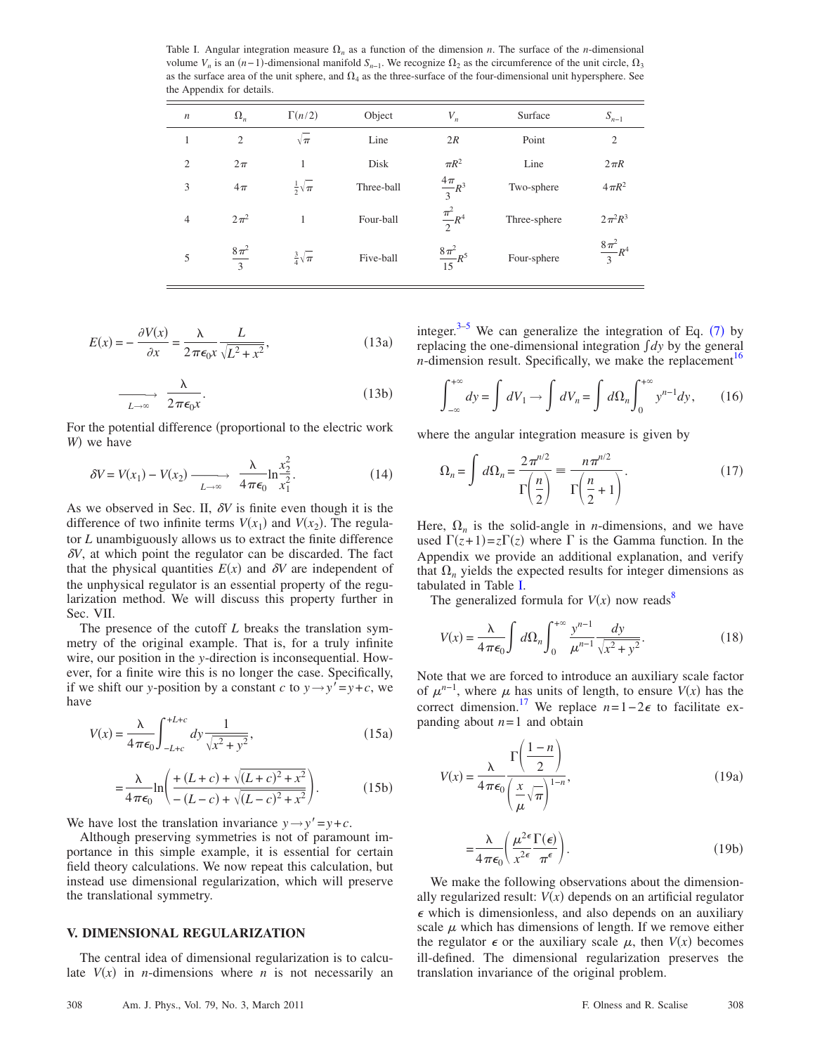Table I. Angular integration measure $\Omega_n$ as a function of the dimension $n$. The surface of the $n$-dimensional volume $V_n$ is an $(n-1)$-dimensional manifold $S_{n-1}$. We recognize $\Omega_2$ as the circumference of the unit circle, $\Omega_3$ as the surface area of the unit sphere, and $\Omega_4$ as the three-surface of the four-dimensional unit hypersphere. See the Appendix for details.

| $n$ | $\Omega_n$ | $\Gamma(n/2)$ | Object | $V_n$ | Surface | $S_{n-1}$ |
|---|---|---|---|---|---|---|
| 1 | 2 | $\sqrt{\pi}$ | Line | $2R$ | Point | 2 |
| 2 | $2\pi$ | 1 | Disk | $\pi R^2$ | Line | $2\pi R$ |
| 3 | $4\pi$ | $\frac{1}{2}\sqrt{\pi}$ | Three-ball | $\frac{4\pi}{3}R^3$ | Two-sphere | $4\pi R^2$ |
| 4 | $2\pi^2$ | 1 | Four-ball | $\frac{\pi^2}{2}R^4$ | Three-sphere | $2\pi^2 R^3$ |
| 5 | $\frac{8\pi^2}{3}$ | $\frac{3}{4}\sqrt{\pi}$ | Five-ball | $\frac{8\pi^2}{15}R^5$ | Four-sphere | $\frac{8\pi^2}{3}R^4$ |

$$E(x) = -\frac{\partial V(x)}{\partial x} = \frac{\lambda}{2\pi\epsilon_0 x}\frac{L}{\sqrt{L^2+x^2}}, \tag{13a}$$

$$\xrightarrow[L\to\infty]{} \frac{\lambda}{2\pi\epsilon_0 x}. \tag{13b}$$

For the potential difference (proportional to the electric work $W$) we have

$$\delta V = V(x_1) - V(x_2) \xrightarrow[L\to\infty]{} \frac{\lambda}{4\pi\epsilon_0}\ln\frac{x_2^2}{x_1^2}. \tag{14}$$

As we observed in Sec. II, $\delta V$ is finite even though it is the difference of two infinite terms $V(x_1)$ and $V(x_2)$. The regulator $L$ unambiguously allows us to extract the finite difference $\delta V$, at which point the regulator can be discarded. The fact that the physical quantities $E(x)$ and $\delta V$ are independent of the unphysical regulator is an essential property of the regularization method. We will discuss this property further in Sec. VII.

The presence of the cutoff $L$ breaks the translation symmetry of the original example. That is, for a truly infinite wire, our position in the $y$-direction is inconsequential. However, for a finite wire this is no longer the case. Specifically, if we shift our $y$-position by a constant $c$ to $y \to y' = y + c$, we have

$$V(x) = \frac{\lambda}{4\pi\epsilon_0}\int_{-L+c}^{+L+c} dy \frac{1}{\sqrt{x^2+y^2}}, \tag{15a}$$

$$= \frac{\lambda}{4\pi\epsilon_0}\ln\left(\frac{+(L+c)+\sqrt{(L+c)^2+x^2}}{-(L-c)+\sqrt{(L-c)^2+x^2}}\right). \tag{15b}$$

We have lost the translation invariance $y \to y' = y + c$.

Although preserving symmetries is not of paramount importance in this simple example, it is essential for certain field theory calculations. We now repeat this calculation, but instead use dimensional regularization, which will preserve the translational symmetry.

## V. DIMENSIONAL REGULARIZATION

The central idea of dimensional regularization is to calculate $V(x)$ in $n$-dimensions where $n$ is not necessarily an integer.[3–5] We can generalize the integration of Eq. (7) by replacing the one-dimensional integration $\int dy$ by the general $n$-dimension result. Specifically, we make the replacement[16]

$$\int_{-\infty}^{+\infty} dy = \int dV_1 \to \int dV_n = \int d\Omega_n \int_0^{+\infty} y^{n-1} dy, \tag{16}$$

where the angular integration measure is given by

$$\Omega_n = \int d\Omega_n = \frac{2\pi^{n/2}}{\Gamma\left(\frac{n}{2}\right)} \equiv \frac{n\pi^{n/2}}{\Gamma\left(\frac{n}{2}+1\right)}. \tag{17}$$

Here, $\Omega_n$ is the solid-angle in $n$-dimensions, and we have used $\Gamma(z+1) = z\Gamma(z)$ where $\Gamma$ is the Gamma function. In the Appendix we provide an additional explanation, and verify that $\Omega_n$ yields the expected results for integer dimensions as tabulated in Table I.

The generalized formula for $V(x)$ now reads[8]

$$V(x) = \frac{\lambda}{4\pi\epsilon_0}\int d\Omega_n \int_0^{+\infty} \frac{y^{n-1}}{\mu^{n-1}}\frac{dy}{\sqrt{x^2+y^2}}. \tag{18}$$

Note that we are forced to introduce an auxiliary scale factor of $\mu^{n-1}$, where $\mu$ has units of length, to ensure $V(x)$ has the correct dimension.[17] We replace $n = 1 - 2\epsilon$ to facilitate expanding about $n = 1$ and obtain

$$V(x) = \frac{\lambda}{4\pi\epsilon_0}\frac{\Gamma\left(\frac{1-n}{2}\right)}{\left(\frac{x}{\mu}\sqrt{\pi}\right)^{1-n}}, \tag{19a}$$

$$= \frac{\lambda}{4\pi\epsilon_0}\left(\frac{\mu^{2\epsilon}}{x^{2\epsilon}}\frac{\Gamma(\epsilon)}{\pi^{\epsilon}}\right). \tag{19b}$$

We make the following observations about the dimensionally regularized result: $V(x)$ depends on an artificial regulator $\epsilon$ which is dimensionless, and also depends on an auxiliary scale $\mu$ which has dimensions of length. If we remove either the regulator $\epsilon$ or the auxiliary scale $\mu$, then $V(x)$ becomes ill-defined. The dimensional regularization preserves the translation invariance of the original problem.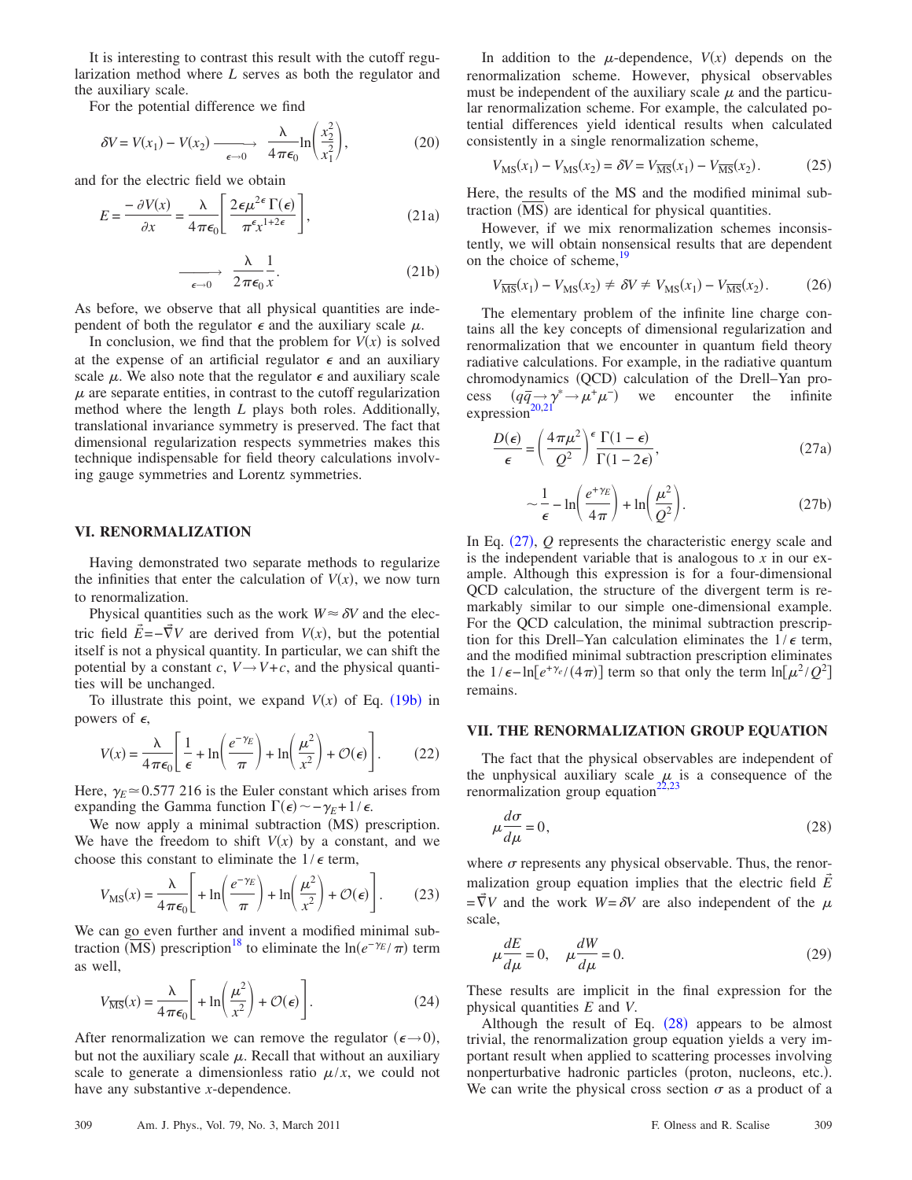It is interesting to contrast this result with the cutoff regularization method where $L$ serves as both the regulator and the auxiliary scale.

For the potential difference we find

$$\delta V = V(x_1) - V(x_2) \xrightarrow[\epsilon\to 0]{} \frac{\lambda}{4\pi\epsilon_0}\ln\left(\frac{x_2^2}{x_1^2}\right), \tag{20}$$

and for the electric field we obtain

$$E = \frac{-\partial V(x)}{\partial x} = \frac{\lambda}{4\pi\epsilon_0}\left[\frac{2\epsilon\mu^{2\epsilon}\,\Gamma(\epsilon)}{\pi^{\epsilon}x^{1+2\epsilon}}\right], \tag{21a}$$

$$\xrightarrow[\epsilon\to 0]{} \frac{\lambda}{2\pi\epsilon_0}\frac{1}{x}. \tag{21b}$$

As before, we observe that all physical quantities are independent of both the regulator $\epsilon$ and the auxiliary scale $\mu$.

In conclusion, we find that the problem for $V(x)$ is solved at the expense of an artificial regulator $\epsilon$ and an auxiliary scale $\mu$. We also note that the regulator $\epsilon$ and auxiliary scale $\mu$ are separate entities, in contrast to the cutoff regularization method where the length $L$ plays both roles. Additionally, translational invariance symmetry is preserved. The fact that dimensional regularization respects symmetries makes this technique indispensable for field theory calculations involving gauge symmetries and Lorentz symmetries.

## VI. RENORMALIZATION

Having demonstrated two separate methods to regularize the infinities that enter the calculation of $V(x)$, we now turn to renormalization.

Physical quantities such as the work $W \approx \delta V$ and the electric field $\vec{E} = -\vec{\nabla} V$ are derived from $V(x)$, but the potential itself is not a physical quantity. In particular, we can shift the potential by a constant $c$, $V \to V + c$, and the physical quantities will be unchanged.

To illustrate this point, we expand $V(x)$ of Eq. (19b) in powers of $\epsilon$,

$$V(x) = \frac{\lambda}{4\pi\epsilon_0}\left[\frac{1}{\epsilon} + \ln\left(\frac{e^{-\gamma_E}}{\pi}\right) + \ln\left(\frac{\mu^2}{x^2}\right) + \mathcal{O}(\epsilon)\right]. \tag{22}$$

Here, $\gamma_E \simeq 0.577\,216$ is the Euler constant which arises from expanding the Gamma function $\Gamma(\epsilon) \sim -\gamma_E + 1/\epsilon$.

We now apply a minimal subtraction (MS) prescription. We have the freedom to shift $V(x)$ by a constant, and we choose this constant to eliminate the $1/\epsilon$ term,

$$V_{\mathrm{MS}}(x) = \frac{\lambda}{4\pi\epsilon_0}\left[+\ln\left(\frac{e^{-\gamma_E}}{\pi}\right) + \ln\left(\frac{\mu^2}{x^2}\right) + \mathcal{O}(\epsilon)\right]. \tag{23}$$

We can go even further and invent a modified minimal subtraction ($\overline{\mathrm{MS}}$) prescription[18] to eliminate the $\ln(e^{-\gamma_E}/\pi)$ term as well,

$$V_{\overline{\mathrm{MS}}}(x) = \frac{\lambda}{4\pi\epsilon_0}\left[+\ln\left(\frac{\mu^2}{x^2}\right) + \mathcal{O}(\epsilon)\right]. \tag{24}$$

After renormalization we can remove the regulator ($\epsilon \to 0$), but not the auxiliary scale $\mu$. Recall that without an auxiliary scale to generate a dimensionless ratio $\mu/x$, we could not have any substantive $x$-dependence.

In addition to the $\mu$-dependence, $V(x)$ depends on the renormalization scheme. However, physical observables must be independent of the auxiliary scale $\mu$ and the particular renormalization scheme. For example, the calculated potential differences yield identical results when calculated consistently in a single renormalization scheme,

$$V_{\mathrm{MS}}(x_1) - V_{\mathrm{MS}}(x_2) = \delta V = V_{\overline{\mathrm{MS}}}(x_1) - V_{\overline{\mathrm{MS}}}(x_2). \tag{25}$$

Here, the results of the MS and the modified minimal subtraction ($\overline{\mathrm{MS}}$) are identical for physical quantities.

However, if we mix renormalization schemes inconsistently, we will obtain nonsensical results that are dependent on the choice of scheme,[19]

$$V_{\overline{\mathrm{MS}}}(x_1) - V_{\mathrm{MS}}(x_2) \neq \delta V \neq V_{\mathrm{MS}}(x_1) - V_{\overline{\mathrm{MS}}}(x_2). \tag{26}$$

The elementary problem of the infinite line charge contains all the key concepts of dimensional regularization and renormalization that we encounter in quantum field theory radiative calculations. For example, in the radiative quantum chromodynamics (QCD) calculation of the Drell–Yan process ($q\bar{q} \to \gamma^* \to \mu^+\mu^-$) we encounter the infinite expression[20,21]

$$\frac{D(\epsilon)}{\epsilon} = \left(\frac{4\pi\mu^2}{Q^2}\right)^{\epsilon}\frac{\Gamma(1-\epsilon)}{\Gamma(1-2\epsilon)}, \tag{27a}$$

$$\sim \frac{1}{\epsilon} - \ln\left(\frac{e^{+\gamma_E}}{4\pi}\right) + \ln\left(\frac{\mu^2}{Q^2}\right). \tag{27b}$$

In Eq. (27), $Q$ represents the characteristic energy scale and is the independent variable that is analogous to $x$ in our example. Although this expression is for a four-dimensional QCD calculation, the structure of the divergent term is remarkably similar to our simple one-dimensional example. For the QCD calculation, the minimal subtraction prescription for this Drell–Yan calculation eliminates the $1/\epsilon$ term, and the modified minimal subtraction prescription eliminates the $1/\epsilon - \ln[e^{+\gamma_E}/(4\pi)]$ term so that only the term $\ln[\mu^2/Q^2]$ remains.

## VII. THE RENORMALIZATION GROUP EQUATION

The fact that the physical observables are independent of the unphysical auxiliary scale $\mu$ is a consequence of the renormalization group equation[22,23]

$$\mu\frac{d\sigma}{d\mu} = 0, \tag{28}$$

where $\sigma$ represents any physical observable. Thus, the renormalization group equation implies that the electric field $\vec{E} = \vec{\nabla} V$ and the work $W = \delta V$ are also independent of the $\mu$ scale,

$$\mu\frac{dE}{d\mu} = 0, \quad \mu\frac{dW}{d\mu} = 0. \tag{29}$$

These results are implicit in the final expression for the physical quantities $E$ and $V$.

Although the result of Eq. (28) appears to be almost trivial, the renormalization group equation yields a very important result when applied to scattering processes involving nonperturbative hadronic particles (proton, nucleons, etc.). We can write the physical cross section $\sigma$ as a product of a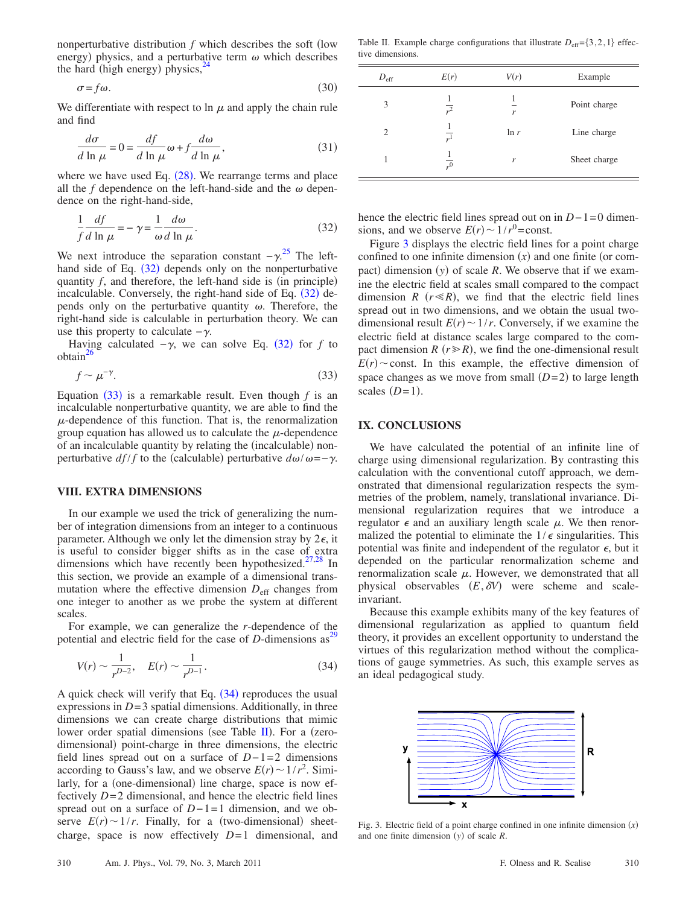nonperturbative distribution $f$ which describes the soft (low energy) physics, and a perturbative term $\omega$ which describes the hard (high energy) physics,[24]

$$\sigma = f\omega. \tag{30}$$

We differentiate with respect to $\ln \mu$ and apply the chain rule and find

$$\frac{d\sigma}{d \ln \mu} = 0 = \frac{df}{d \ln \mu}\omega + f\frac{d\omega}{d \ln \mu}, \tag{31}$$

where we have used Eq. (28). We rearrange terms and place all the $f$ dependence on the left-hand-side and the $\omega$ dependence on the right-hand-side,

$$\frac{1}{f}\frac{df}{d \ln \mu} = -\gamma = \frac{1}{\omega}\frac{d\omega}{d \ln \mu}. \tag{32}$$

We next introduce the separation constant $-\gamma$.[25] The left-hand side of Eq. (32) depends only on the nonperturbative quantity $f$, and therefore, the left-hand side is (in principle) incalculable. Conversely, the right-hand side of Eq. (32) depends only on the perturbative quantity $\omega$. Therefore, the right-hand side is calculable in perturbation theory. We can use this property to calculate $-\gamma$.

Having calculated $-\gamma$, we can solve Eq. (32) for $f$ to obtain[26]

$$f \sim \mu^{-\gamma}. \tag{33}$$

Equation (33) is a remarkable result. Even though $f$ is an incalculable nonperturbative quantity, we are able to find the $\mu$-dependence of this function. That is, the renormalization group equation has allowed us to calculate the $\mu$-dependence of an incalculable quantity by relating the (incalculable) nonperturbative $df/f$ to the (calculable) perturbative $d\omega/\omega = -\gamma$.

## VIII. EXTRA DIMENSIONS

In our example we used the trick of generalizing the number of integration dimensions from an integer to a continuous parameter. Although we only let the dimension stray by $2\epsilon$, it is useful to consider bigger shifts as in the case of extra dimensions which have recently been hypothesized.[27,28] In this section, we provide an example of a dimensional transmutation where the effective dimension $D_{\text{eff}}$ changes from one integer to another as we probe the system at different scales.

For example, we can generalize the $r$-dependence of the potential and electric field for the case of $D$-dimensions as[29]

$$V(r) \sim \frac{1}{r^{D-2}}, \quad E(r) \sim \frac{1}{r^{D-1}}. \tag{34}$$

A quick check will verify that Eq. (34) reproduces the usual expressions in $D=3$ spatial dimensions. Additionally, in three dimensions we can create charge distributions that mimic lower order spatial dimensions (see Table II). For a (zero-dimensional) point-charge in three dimensions, the electric field lines spread out on a surface of $D-1=2$ dimensions according to Gauss's law, and we observe $E(r) \sim 1/r^2$. Similarly, for a (one-dimensional) line charge, space is now effectively $D=2$ dimensional, and hence the electric field lines spread out on a surface of $D-1=1$ dimension, and we observe $E(r) \sim 1/r$. Finally, for a (two-dimensional) sheet-charge, space is now effectively $D=1$ dimensional, and hence the electric field lines spread out on in $D-1=0$ dimensions, and we observe $E(r) \sim 1/r^0 = \text{const}$.

Table II. Example charge configurations that illustrate $D_{\text{eff}} = \{3,2,1\}$ effective dimensions.

| $D_{\text{eff}}$ | $E(r)$ | $V(r)$ | Example |
|---|---|---|---|
| 3 | $\frac{1}{r^2}$ | $\frac{1}{r}$ | Point charge |
| 2 | $\frac{1}{r^1}$ | $\ln r$ | Line charge |
| 1 | $\frac{1}{r^0}$ | $r$ | Sheet charge |

Figure 3 displays the electric field lines for a point charge confined to one infinite dimension $(x)$ and one finite (or compact) dimension $(y)$ of scale $R$. We observe that if we examine the electric field at scales small compared to the compact dimension $R$ $(r \ll R)$, we find that the electric field lines spread out in two dimensions, and we obtain the usual two-dimensional result $E(r) \sim 1/r$. Conversely, if we examine the electric field at distance scales large compared to the compact dimension $R$ $(r \gg R)$, we find the one-dimensional result $E(r) \sim \text{const}$. In this example, the effective dimension of space changes as we move from small $(D=2)$ to large length scales $(D=1)$.

## IX. CONCLUSIONS

We have calculated the potential of an infinite line of charge using dimensional regularization. By contrasting this calculation with the conventional cutoff approach, we demonstrated that dimensional regularization respects the symmetries of the problem, namely, translational invariance. Dimensional regularization requires that we introduce a regulator $\epsilon$ and an auxiliary length scale $\mu$. We then renormalized the potential to eliminate the $1/\epsilon$ singularities. This potential was finite and independent of the regulator $\epsilon$, but it depended on the particular renormalization scheme and renormalization scale $\mu$. However, we demonstrated that all physical observables $(E, \delta V)$ were scheme and scale-invariant.

Because this example exhibits many of the key features of dimensional regularization as applied to quantum field theory, it provides an excellent opportunity to understand the virtues of this regularization method without the complications of gauge symmetries. As such, this example serves as an ideal pedagogical study.

Fig. 3. Electric field of a point charge confined in one infinite dimension $(x)$ and one finite dimension $(y)$ of scale $R$.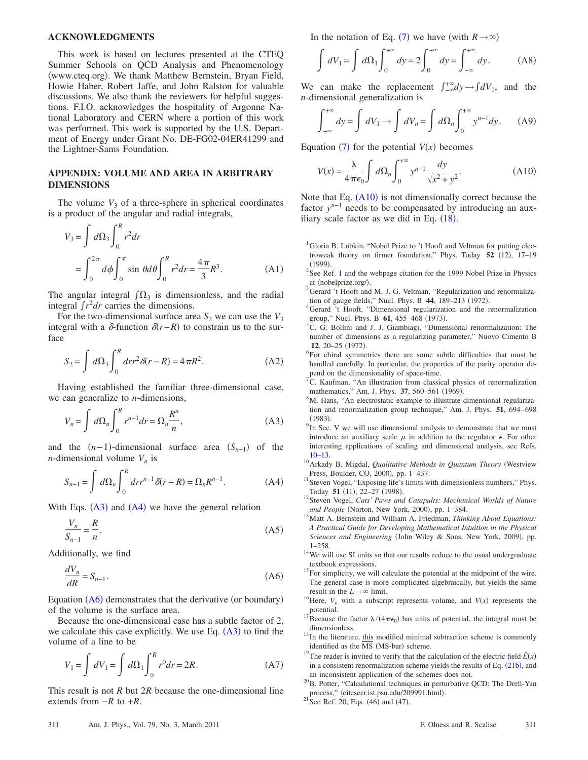## ACKNOWLEDGMENTS

This work is based on lectures presented at the CTEQ Summer Schools on QCD Analysis and Phenomenology ⟨www.cteq.org⟩. We thank Matthew Bernstein, Bryan Field, Howie Haber, Robert Jaffe, and John Ralston for valuable discussions. We also thank the reviewers for helpful suggestions. F.I.O. acknowledges the hospitality of Argonne National Laboratory and CERN where a portion of this work was performed. This work is supported by the U.S. Department of Energy under Grant No. DE-FG02-04ER41299 and the Lightner-Sams Foundation.

## APPENDIX: VOLUME AND AREA IN ARBITRARY DIMENSIONS

The volume $V_3$ of a three-sphere in spherical coordinates is a product of the angular and radial integrals,

$$V_3 = \int d\Omega_3 \int_0^R r^2 dr = \int_0^{2\pi} d\phi \int_0^{\pi} \sin\,\theta d\theta \int_0^R r^2 dr = \frac{4\pi}{3} R^3. \tag{A1}$$

The angular integral $\int \Omega_3$ is dimensionless, and the radial integral $\int r^2 dr$ carries the dimensions.

For the two-dimensional surface area $S_2$ we can use the $V_3$ integral with a $\delta$-function $\delta(r-R)$ to constrain us to the surface

$$S_2 = \int d\Omega_3 \int_0^R dr r^2 \delta(r-R) = 4\pi R^2. \tag{A2}$$

Having established the familiar three-dimensional case, we can generalize to $n$-dimensions,

$$V_n = \int d\Omega_n \int_0^R r^{n-1} dr = \Omega_n \frac{R^n}{n}, \tag{A3}$$

and the $(n-1)$-dimensional surface area $(S_{n-1})$ of the $n$-dimensional volume $V_n$ is

$$S_{n-1} = \int d\Omega_n \int_0^R dr r^{n-1} \delta(r-R) = \Omega_n R^{n-1}. \tag{A4}$$

With Eqs. (A3) and (A4) we have the general relation

$$\frac{V_n}{S_{n-1}} = \frac{R}{n}. \tag{A5}$$

Additionally, we find

$$\frac{dV_n}{dR} = S_{n-1}. \tag{A6}$$

Equation (A6) demonstrates that the derivative (or boundary) of the volume is the surface area.

Because the one-dimensional case has a subtle factor of 2, we calculate this case explicitly. We use Eq. (A3) to find the volume of a line to be

$$V_1 = \int dV_1 = \int d\Omega_1 \int_0^R r^0 dr = 2R. \tag{A7}$$

This result is not $R$ but $2R$ because the one-dimensional line extends from $-R$ to $+R$.

In the notation of Eq. (7) we have (with $R \to \infty$)

$$\int dV_1 = \int d\Omega_1 \int_0^{+\infty} dy = 2\int_0^{+\infty} dy = \int_{-\infty}^{+\infty} dy. \tag{A8}$$

We can make the replacement $\int_{-\infty}^{+\infty} dy \to \int dV_1$, and the $n$-dimensional generalization is

$$\int_{-\infty}^{+\infty} dy = \int dV_1 \to \int dV_n = \int d\Omega_n \int_0^{+\infty} y^{n-1} dy. \tag{A9}$$

Equation (7) for the potential $V(x)$ becomes

$$V(x) = \frac{\lambda}{4\pi\epsilon_0} \int d\Omega_n \int_0^{+\infty} y^{n-1} \frac{dy}{\sqrt{x^2+y^2}}. \tag{A10}$$

Note that Eq. (A10) is not dimensionally correct because the factor $y^{n-1}$ needs to be compensated by introducing an auxiliary scale factor as we did in Eq. (18).

[1] Gloria B. Lubkin, "Nobel Prize to 't Hooft and Veltman for putting electroweak theory on firmer foundation," Phys. Today **52** (12), 17–19 (1999).

[2] See Ref. 1 and the webpage citation for the 1999 Nobel Prize in Physics at ⟨nobelprize.org/⟩.

[3] Gerard 't Hooft and M. J. G. Veltman, "Regularization and renormalization of gauge fields," Nucl. Phys. B **44**, 189–213 (1972).

[4] Gerard 't Hooft, "Dimensional regularization and the renormalization group," Nucl. Phys. B **61**, 455–468 (1973).

[5] C. G. Bollini and J. J. Giambiagi, "Dimensional renormalization: The number of dimensions as a regularizing parameter," Nuovo Cimento B **12**, 20–25 (1972).

[6] For chiral symmetries there are some subtle difficulties that must be handled carefully. In particular, the properties of the parity operator depend on the dimensionality of space-time.

[7] C. Kaufman, "An illustration from classical physics of renormalization mathematics," Am. J. Phys. **37**, 560–561 (1969).

[8] M. Hans, "An electrostatic example to illustrate dimensional regularization and renormalization group technique," Am. J. Phys. **51**, 694–698 (1983).

[9] In Sec. V we will use dimensional analysis to demonstrate that we must introduce an auxiliary scale $\mu$ in addition to the regulator $\epsilon$. For other interesting applications of scaling and dimensional analysis, see Refs. 10–13.

[10] Arkady B. Migdal, *Qualitative Methods in Quantum Theory* (Westview Press, Boulder, CO, 2000), pp. 1–437.

[11] Steven Vogel, "Exposing life's limits with dimensionless numbers," Phys. Today **51** (11), 22–27 (1998).

[12] Steven Vogel, *Cats' Paws and Catapults: Mechanical Worlds of Nature and People* (Norton, New York, 2000), pp. 1–384.

[13] Matt A. Bernstein and William A. Friedman, *Thinking About Equations: A Practical Guide for Developing Mathematical Intuition in the Physical Sciences and Engineering* (John Wiley & Sons, New York, 2009), pp. 1–258.

[14] We will use SI units so that our results reduce to the usual undergraduate textbook expressions.

[15] For simplicity, we will calculate the potential at the midpoint of the wire. The general case is more complicated algebraically, but yields the same result in the $L \to \infty$ limit.

[16] Here, $V_n$ with a subscript represents volume, and $V(x)$ represents the potential.

[17] Because the factor $\lambda/(4\pi\epsilon_0)$ has units of potential, the integral must be dimensionless.

[18] In the literature, this modified minimal subtraction scheme is commonly identified as the $\overline{\text{MS}}$ (MS-bar) scheme.

[19] The reader is invited to verify that the calculation of the electric field $\vec{E}(x)$ in a consistent renormalization scheme yields the results of Eq. (21b), and an inconsistent application of the schemes does not.

[20] B. Potter, "Calculational techniques in perturbative QCD: The Drell-Yan process," ⟨citeseer.ist.psu.edu/209991.html⟩.

[21] See Ref. 20, Eqs. (46) and (47).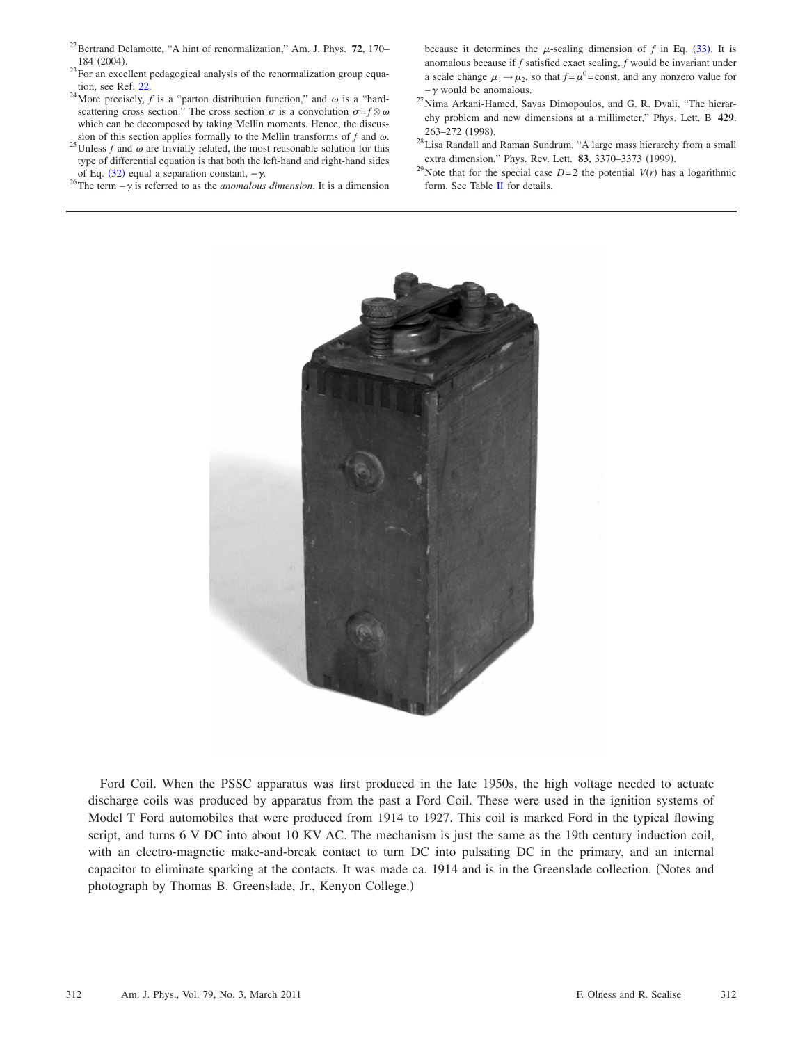[22] Bertrand Delamotte, "A hint of renormalization," Am. J. Phys. **72**, 170–184 (2004).

[23] For an excellent pedagogical analysis of the renormalization group equation, see Ref. 22.

[24] More precisely, $f$ is a "parton distribution function," and $\omega$ is a "hard-scattering cross section." The cross section $\sigma$ is a convolution $\sigma = f \otimes \omega$ which can be decomposed by taking Mellin moments. Hence, the discussion of this section applies formally to the Mellin transforms of $f$ and $\omega$.

[25] Unless $f$ and $\omega$ are trivially related, the most reasonable solution for this type of differential equation is that both the left-hand and right-hand sides of Eq. (32) equal a separation constant, $-\gamma$.

[26] The term $-\gamma$ is referred to as the *anomalous dimension*. It is a dimension because it determines the $\mu$-scaling dimension of $f$ in Eq. (33). It is anomalous because if $f$ satisfied exact scaling, $f$ would be invariant under a scale change $\mu_1 \to \mu_2$, so that $f = \mu^0 = \text{const}$, and any nonzero value for $-\gamma$ would be anomalous.

[27] Nima Arkani-Hamed, Savas Dimopoulos, and G. R. Dvali, "The hierarchy problem and new dimensions at a millimeter," Phys. Lett. B **429**, 263–272 (1998).

[28] Lisa Randall and Raman Sundrum, "A large mass hierarchy from a small extra dimension," Phys. Rev. Lett. **83**, 3370–3373 (1999).

[29] Note that for the special case $D=2$ the potential $V(r)$ has a logarithmic form. See Table II for details.

Ford Coil. When the PSSC apparatus was first produced in the late 1950s, the high voltage needed to actuate discharge coils was produced by apparatus from the past a Ford Coil. These were used in the ignition systems of Model T Ford automobiles that were produced from 1914 to 1927. This coil is marked Ford in the typical flowing script, and turns 6 V DC into about 10 KV AC. The mechanism is just the same as the 19th century induction coil, with an electro-magnetic make-and-break contact to turn DC into pulsating DC in the primary, and an internal capacitor to eliminate sparking at the contacts. It was made ca. 1914 and is in the Greenslade collection. (Notes and photograph by Thomas B. Greenslade, Jr., Kenyon College.)